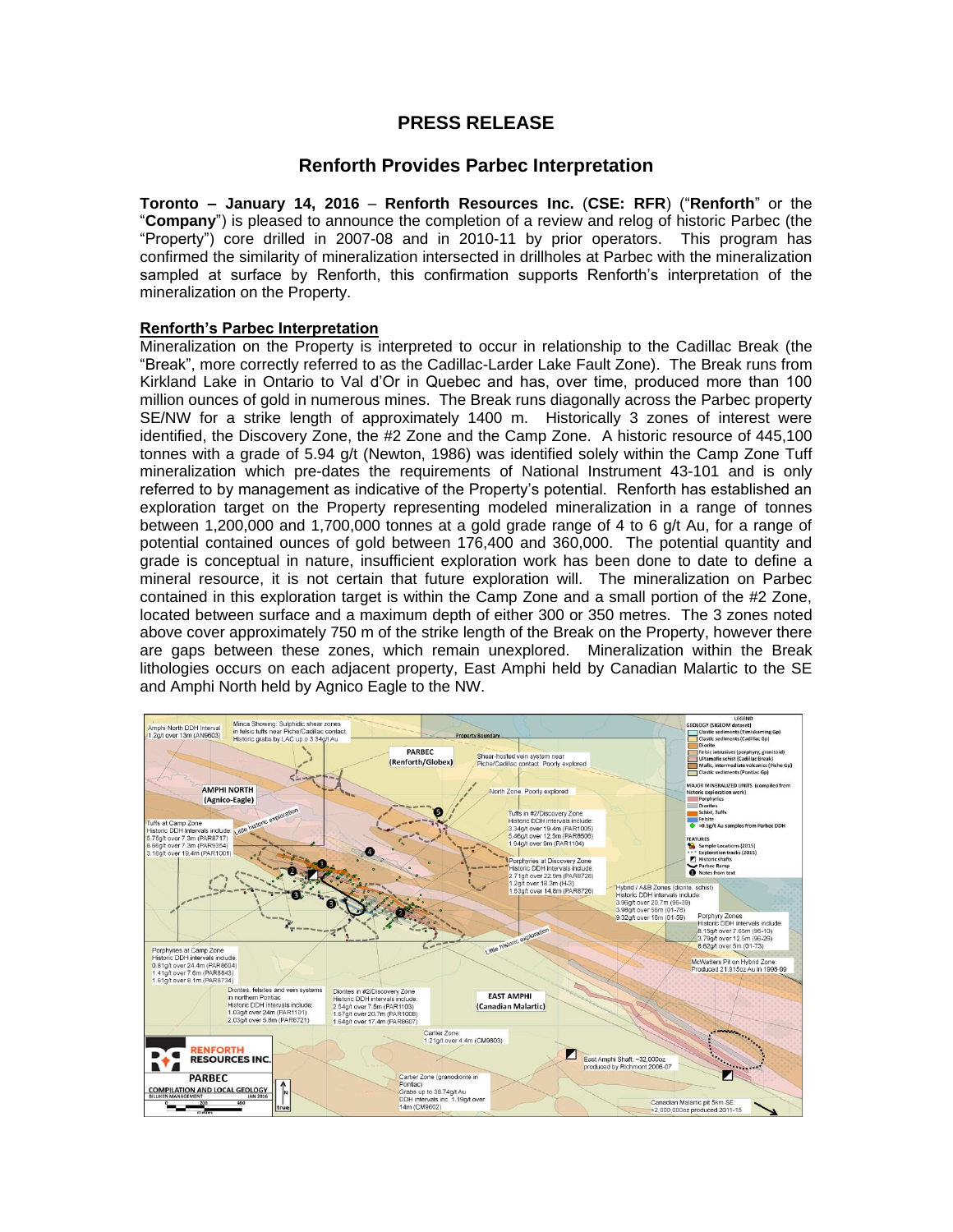# PRESS RELEASE

## Renforth Provides Parbec Interpretation

**Toronto – January 14, 2016** – **Renforth Resources Inc.** (**CSE: RFR**) ("**Renforth**" or the "**Company**") is pleased to announce the completion of a review and relog of historic Parbec (the "Property") core drilled in 2007-08 and in 2010-11 by prior operators. This program has confirmed the similarity of mineralization intersected in drillholes at Parbec with the mineralization sampled at surface by Renforth, this confirmation supports Renforth's interpretation of the mineralization on the Property.

### Renforth's Parbec Interpretation

Mineralization on the Property is interpreted to occur in relationship to the Cadillac Break (the "Break", more correctly referred to as the Cadillac-Larder Lake Fault Zone). The Break runs from Kirkland Lake in Ontario to Val d'Or in Quebec and has, over time, produced more than 100 million ounces of gold in numerous mines. The Break runs diagonally across the Parbec property SE/NW for a strike length of approximately 1400 m. Historically 3 zones of interest were identified, the Discovery Zone, the #2 Zone and the Camp Zone. A historic resource of 445,100 tonnes with a grade of 5.94 g/t (Newton, 1986) was identified solely within the Camp Zone Tuff mineralization which pre-dates the requirements of National Instrument 43-101 and is only referred to by management as indicative of the Property's potential. Renforth has established an exploration target on the Property representing modeled mineralization in a range of tonnes between 1,200,000 and 1,700,000 tonnes at a gold grade range of 4 to 6 g/t Au, for a range of potential contained ounces of gold between 176,400 and 360,000. The potential quantity and grade is conceptual in nature, insufficient exploration work has been done to date to define a mineral resource, it is not certain that future exploration will. The mineralization on Parbec contained in this exploration target is within the Camp Zone and a small portion of the #2 Zone, located between surface and a maximum depth of either 300 or 350 metres. The 3 zones noted above cover approximately 750 m of the strike length of the Break on the Property, however there are gaps between these zones, which remain unexplored. Mineralization within the Break lithologies occurs on each adjacent property, East Amphi held by Canadian Malartic to the SE and Amphi North held by Agnico Eagle to the NW.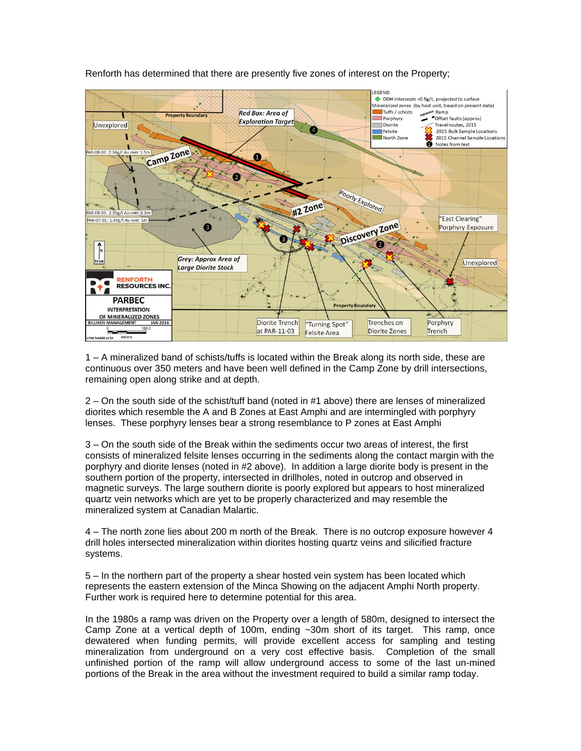Renforth has determined that there are presently five zones of interest on the Property;

1 – A mineralized band of schists/tuffs is located within the Break along its north side, these are continuous over 350 meters and have been well defined in the Camp Zone by drill intersections, remaining open along strike and at depth.

2 – On the south side of the schist/tuff band (noted in #1 above) there are lenses of mineralized diorites which resemble the A and B Zones at East Amphi and are intermingled with porphyry lenses. These porphyry lenses bear a strong resemblance to P zones at East Amphi

3 – On the south side of the Break within the sediments occur two areas of interest, the first consists of mineralized felsite lenses occurring in the sediments along the contact margin with the porphyry and diorite lenses (noted in #2 above). In addition a large diorite body is present in the southern portion of the property, intersected in drillholes, noted in outcrop and observed in magnetic surveys. The large southern diorite is poorly explored but appears to host mineralized quartz vein networks which are yet to be properly characterized and may resemble the mineralized system at Canadian Malartic.

4 – The north zone lies about 200 m north of the Break. There is no outcrop exposure however 4 drill holes intersected mineralization within diorites hosting quartz veins and silicified fracture systems.

5 – In the northern part of the property a shear hosted vein system has been located which represents the eastern extension of the Minca Showing on the adjacent Amphi North property. Further work is required here to determine potential for this area.

In the 1980s a ramp was driven on the Property over a length of 580m, designed to intersect the Camp Zone at a vertical depth of 100m, ending ~30m short of its target. This ramp, once dewatered when funding permits, will provide excellent access for sampling and testing mineralization from underground on a very cost effective basis. Completion of the small unfinished portion of the ramp will allow underground access to some of the last un-mined portions of the Break in the area without the investment required to build a similar ramp today.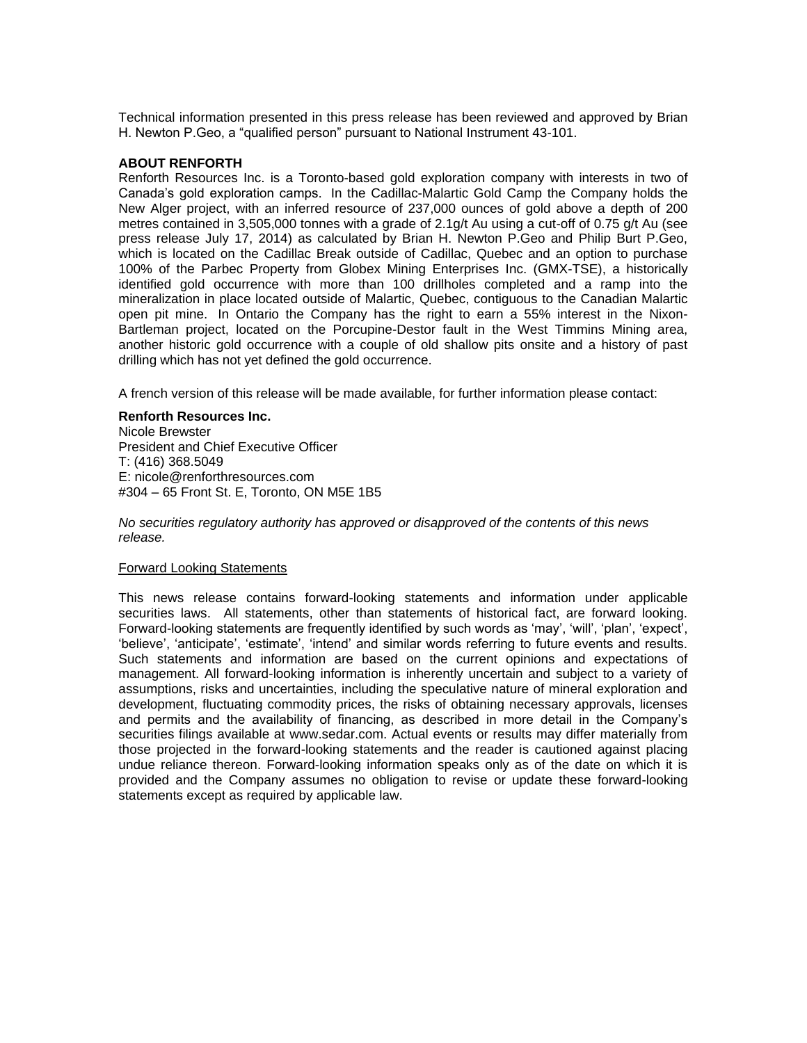Technical information presented in this press release has been reviewed and approved by Brian H. Newton P.Geo, a "qualified person" pursuant to National Instrument 43-101.

**ABOUT RENFORTH**

Renforth Resources Inc. is a Toronto-based gold exploration company with interests in two of Canada's gold exploration camps. In the Cadillac-Malartic Gold Camp the Company holds the New Alger project, with an inferred resource of 237,000 ounces of gold above a depth of 200 metres contained in 3,505,000 tonnes with a grade of 2.1g/t Au using a cut-off of 0.75 g/t Au (see press release July 17, 2014) as calculated by Brian H. Newton P.Geo and Philip Burt P.Geo, which is located on the Cadillac Break outside of Cadillac, Quebec and an option to purchase 100% of the Parbec Property from Globex Mining Enterprises Inc. (GMX-TSE), a historically identified gold occurrence with more than 100 drillholes completed and a ramp into the mineralization in place located outside of Malartic, Quebec, contiguous to the Canadian Malartic open pit mine. In Ontario the Company has the right to earn a 55% interest in the Nixon-Bartleman project, located on the Porcupine-Destor fault in the West Timmins Mining area, another historic gold occurrence with a couple of old shallow pits onsite and a history of past drilling which has not yet defined the gold occurrence.

A french version of this release will be made available, for further information please contact:

**Renforth Resources Inc.**
Nicole Brewster
President and Chief Executive Officer
T: (416) 368.5049
E: nicole@renforthresources.com
#304 – 65 Front St. E, Toronto, ON M5E 1B5

*No securities regulatory authority has approved or disapproved of the contents of this news release.*

Forward Looking Statements

This news release contains forward-looking statements and information under applicable securities laws. All statements, other than statements of historical fact, are forward looking. Forward-looking statements are frequently identified by such words as 'may', 'will', 'plan', 'expect', 'believe', 'anticipate', 'estimate', 'intend' and similar words referring to future events and results. Such statements and information are based on the current opinions and expectations of management. All forward-looking information is inherently uncertain and subject to a variety of assumptions, risks and uncertainties, including the speculative nature of mineral exploration and development, fluctuating commodity prices, the risks of obtaining necessary approvals, licenses and permits and the availability of financing, as described in more detail in the Company's securities filings available at www.sedar.com. Actual events or results may differ materially from those projected in the forward-looking statements and the reader is cautioned against placing undue reliance thereon. Forward-looking information speaks only as of the date on which it is provided and the Company assumes no obligation to revise or update these forward-looking statements except as required by applicable law.